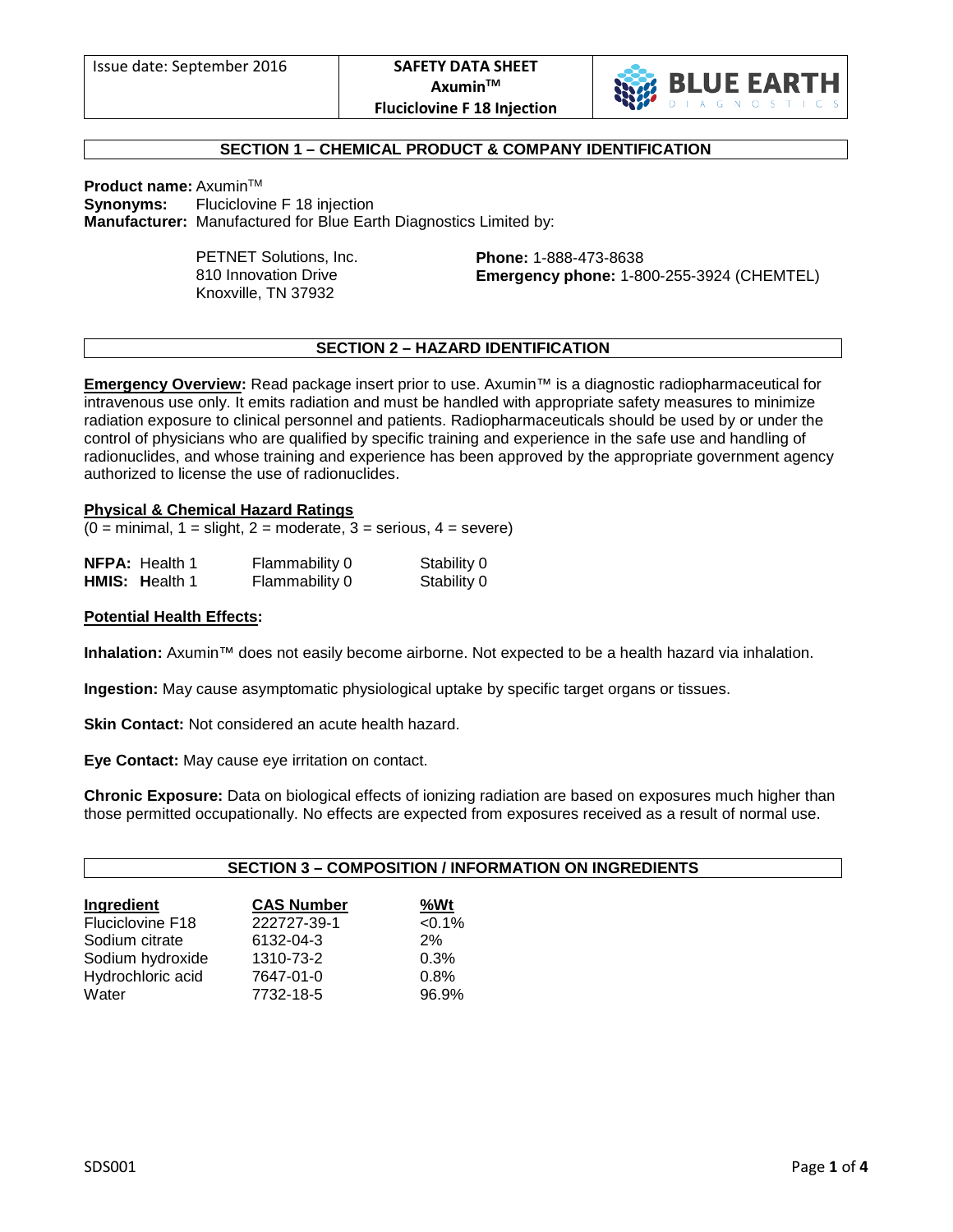| Issue date: September 2016 | **SAFETY DATA SHEET**<br>**Axumin™**<br>**Fluciclovine F 18 Injection** | BLUE EARTH DIAGNOSTICS |
|---|---|---|

## SECTION 1 – CHEMICAL PRODUCT & COMPANY IDENTIFICATION

**Product name:** Axumin™
**Synonyms:** Fluciclovine F 18 injection
**Manufacturer:** Manufactured for Blue Earth Diagnostics Limited by:

PETNET Solutions, Inc.
810 Innovation Drive
Knoxville, TN 37932

**Phone:** 1-888-473-8638
**Emergency phone:** 1-800-255-3924 (CHEMTEL)

## SECTION 2 – HAZARD IDENTIFICATION

**Emergency Overview:** Read package insert prior to use. Axumin™ is a diagnostic radiopharmaceutical for intravenous use only. It emits radiation and must be handled with appropriate safety measures to minimize radiation exposure to clinical personnel and patients. Radiopharmaceuticals should be used by or under the control of physicians who are qualified by specific training and experience in the safe use and handling of radionuclides, and whose training and experience has been approved by the appropriate government agency authorized to license the use of radionuclides.

**Physical & Chemical Hazard Ratings**
(0 = minimal, 1 = slight, 2 = moderate, 3 = serious, 4 = severe)

| | | | |
|---|---|---|---|
| **NFPA:** | Health 1 | Flammability 0 | Stability 0 |
| **HMIS:** | **H**ealth 1 | Flammability 0 | Stability 0 |

**Potential Health Effects:**

**Inhalation:** Axumin™ does not easily become airborne. Not expected to be a health hazard via inhalation.

**Ingestion:** May cause asymptomatic physiological uptake by specific target organs or tissues.

**Skin Contact:** Not considered an acute health hazard.

**Eye Contact:** May cause eye irritation on contact.

**Chronic Exposure:** Data on biological effects of ionizing radiation are based on exposures much higher than those permitted occupationally. No effects are expected from exposures received as a result of normal use.

## SECTION 3 – COMPOSITION / INFORMATION ON INGREDIENTS

| Ingredient | CAS Number | %Wt |
|---|---|---|
| Fluciclovine F18 | 222727-39-1 | <0.1% |
| Sodium citrate | 6132-04-3 | 2% |
| Sodium hydroxide | 1310-73-2 | 0.3% |
| Hydrochloric acid | 7647-01-0 | 0.8% |
| Water | 7732-18-5 | 96.9% |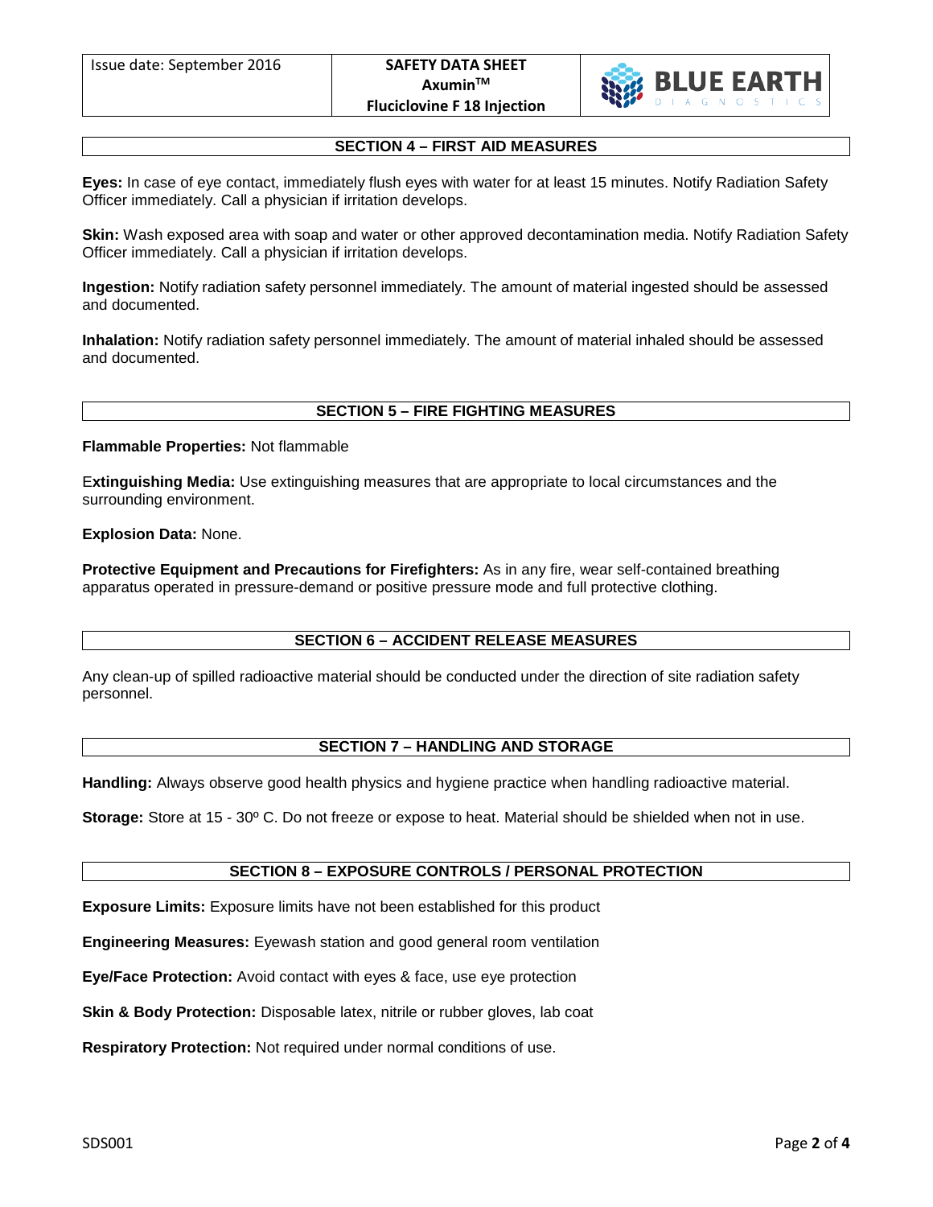## SECTION 4 – FIRST AID MEASURES

**Eyes:** In case of eye contact, immediately flush eyes with water for at least 15 minutes. Notify Radiation Safety Officer immediately. Call a physician if irritation develops.

**Skin:** Wash exposed area with soap and water or other approved decontamination media. Notify Radiation Safety Officer immediately. Call a physician if irritation develops.

**Ingestion:** Notify radiation safety personnel immediately. The amount of material ingested should be assessed and documented.

**Inhalation:** Notify radiation safety personnel immediately. The amount of material inhaled should be assessed and documented.

## SECTION 5 – FIRE FIGHTING MEASURES

**Flammable Properties:** Not flammable

**Extinguishing Media:** Use extinguishing measures that are appropriate to local circumstances and the surrounding environment.

**Explosion Data:** None.

**Protective Equipment and Precautions for Firefighters:** As in any fire, wear self-contained breathing apparatus operated in pressure-demand or positive pressure mode and full protective clothing.

## SECTION 6 – ACCIDENT RELEASE MEASURES

Any clean-up of spilled radioactive material should be conducted under the direction of site radiation safety personnel.

## SECTION 7 – HANDLING AND STORAGE

**Handling:** Always observe good health physics and hygiene practice when handling radioactive material.

**Storage:** Store at 15 - 30º C. Do not freeze or expose to heat. Material should be shielded when not in use.

## SECTION 8 – EXPOSURE CONTROLS / PERSONAL PROTECTION

**Exposure Limits:** Exposure limits have not been established for this product

**Engineering Measures:** Eyewash station and good general room ventilation

**Eye/Face Protection:** Avoid contact with eyes & face, use eye protection

**Skin & Body Protection:** Disposable latex, nitrile or rubber gloves, lab coat

**Respiratory Protection:** Not required under normal conditions of use.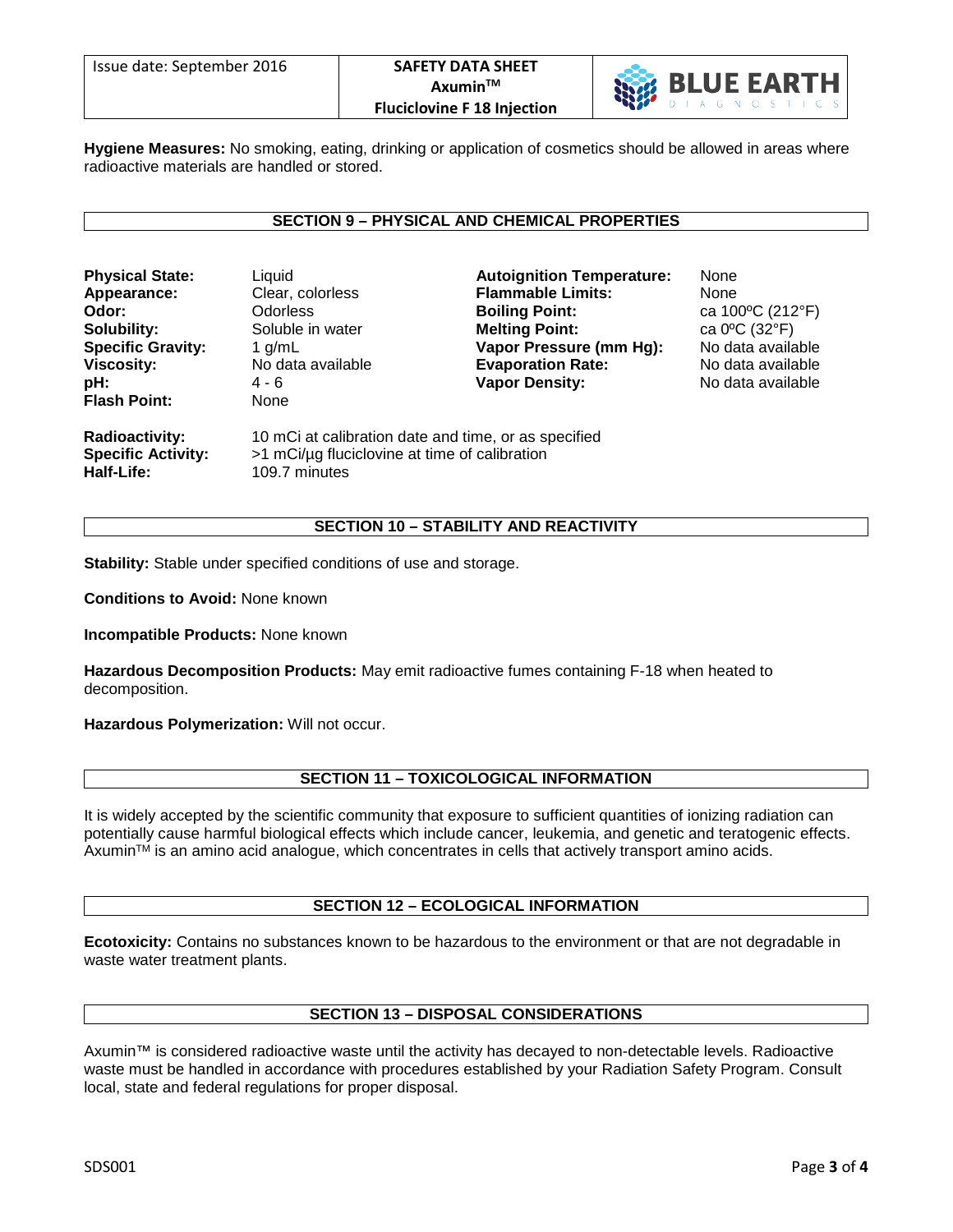**Hygiene Measures:** No smoking, eating, drinking or application of cosmetics should be allowed in areas where radioactive materials are handled or stored.

## SECTION 9 – PHYSICAL AND CHEMICAL PROPERTIES

| | | | |
|---|---|---|---|
| **Physical State:** | Liquid | **Autoignition Temperature:** | None |
| **Appearance:** | Clear, colorless | **Flammable Limits:** | None |
| **Odor:** | Odorless | **Boiling Point:** | ca 100ºC (212°F) |
| **Solubility:** | Soluble in water | **Melting Point:** | ca 0ºC (32°F) |
| **Specific Gravity:** | 1 g/mL | **Vapor Pressure (mm Hg):** | No data available |
| **Viscosity:** | No data available | **Evaporation Rate:** | No data available |
| **pH:** | 4 - 6 | **Vapor Density:** | No data available |
| **Flash Point:** | None | | |

**Radioactivity:** 10 mCi at calibration date and time, or as specified
**Specific Activity:** >1 mCi/µg fluciclovine at time of calibration
**Half-Life:** 109.7 minutes

## SECTION 10 – STABILITY AND REACTIVITY

**Stability:** Stable under specified conditions of use and storage.

**Conditions to Avoid:** None known

**Incompatible Products:** None known

**Hazardous Decomposition Products:** May emit radioactive fumes containing F-18 when heated to decomposition.

**Hazardous Polymerization:** Will not occur.

## SECTION 11 – TOXICOLOGICAL INFORMATION

It is widely accepted by the scientific community that exposure to sufficient quantities of ionizing radiation can potentially cause harmful biological effects which include cancer, leukemia, and genetic and teratogenic effects. Axumin™ is an amino acid analogue, which concentrates in cells that actively transport amino acids.

## SECTION 12 – ECOLOGICAL INFORMATION

**Ecotoxicity:** Contains no substances known to be hazardous to the environment or that are not degradable in waste water treatment plants.

## SECTION 13 – DISPOSAL CONSIDERATIONS

Axumin™ is considered radioactive waste until the activity has decayed to non-detectable levels. Radioactive waste must be handled in accordance with procedures established by your Radiation Safety Program. Consult local, state and federal regulations for proper disposal.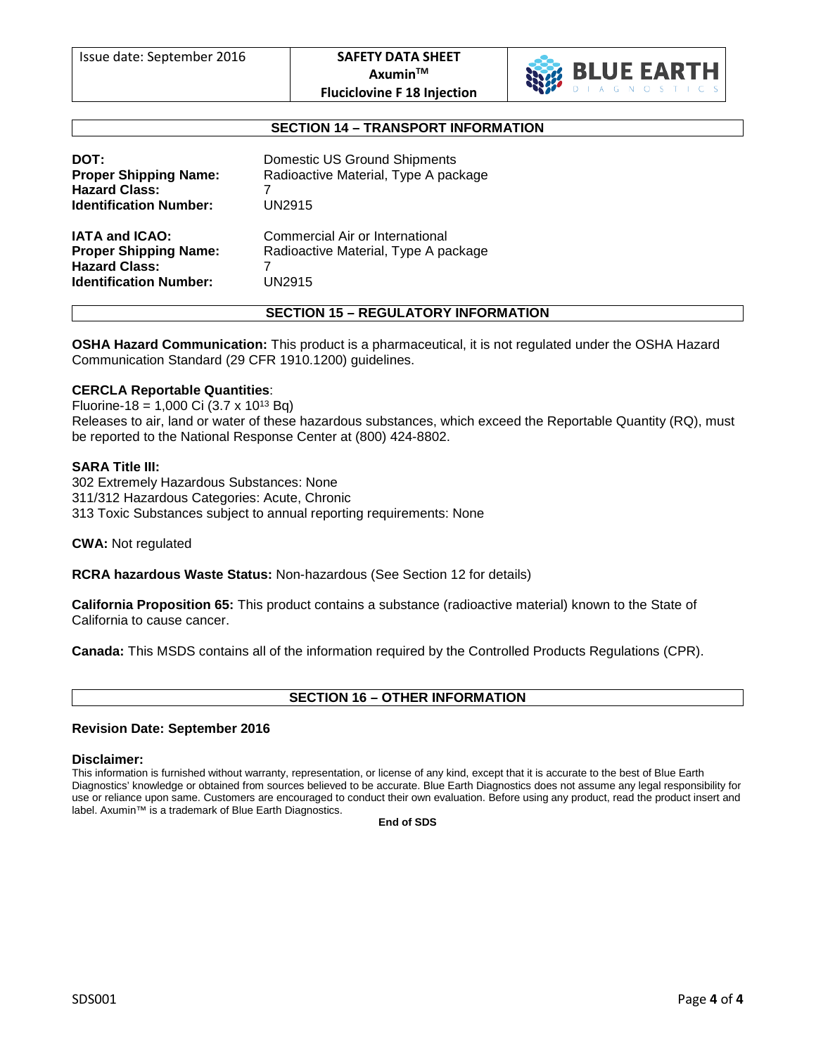## SECTION 14 – TRANSPORT INFORMATION

| | |
|---|---|
| **DOT:** | Domestic US Ground Shipments |
| **Proper Shipping Name:** | Radioactive Material, Type A package |
| **Hazard Class:** | 7 |
| **Identification Number:** | UN2915 |
| **IATA and ICAO:** | Commercial Air or International |
| **Proper Shipping Name:** | Radioactive Material, Type A package |
| **Hazard Class:** | 7 |
| **Identification Number:** | UN2915 |

## SECTION 15 – REGULATORY INFORMATION

**OSHA Hazard Communication:** This product is a pharmaceutical, it is not regulated under the OSHA Hazard Communication Standard (29 CFR 1910.1200) guidelines.

**CERCLA Reportable Quantities**:
Fluorine-18 = 1,000 Ci (3.7 x $10^{13}$ Bq)
Releases to air, land or water of these hazardous substances, which exceed the Reportable Quantity (RQ), must be reported to the National Response Center at (800) 424-8802.

**SARA Title III:**
302 Extremely Hazardous Substances: None
311/312 Hazardous Categories: Acute, Chronic
313 Toxic Substances subject to annual reporting requirements: None

**CWA:** Not regulated

**RCRA hazardous Waste Status:** Non-hazardous (See Section 12 for details)

**California Proposition 65:** This product contains a substance (radioactive material) known to the State of California to cause cancer.

**Canada:** This MSDS contains all of the information required by the Controlled Products Regulations (CPR).

## SECTION 16 – OTHER INFORMATION

**Revision Date: September 2016**

**Disclaimer:**
This information is furnished without warranty, representation, or license of any kind, except that it is accurate to the best of Blue Earth Diagnostics' knowledge or obtained from sources believed to be accurate. Blue Earth Diagnostics does not assume any legal responsibility for use or reliance upon same. Customers are encouraged to conduct their own evaluation. Before using any product, read the product insert and label. Axumin™ is a trademark of Blue Earth Diagnostics.

**End of SDS**